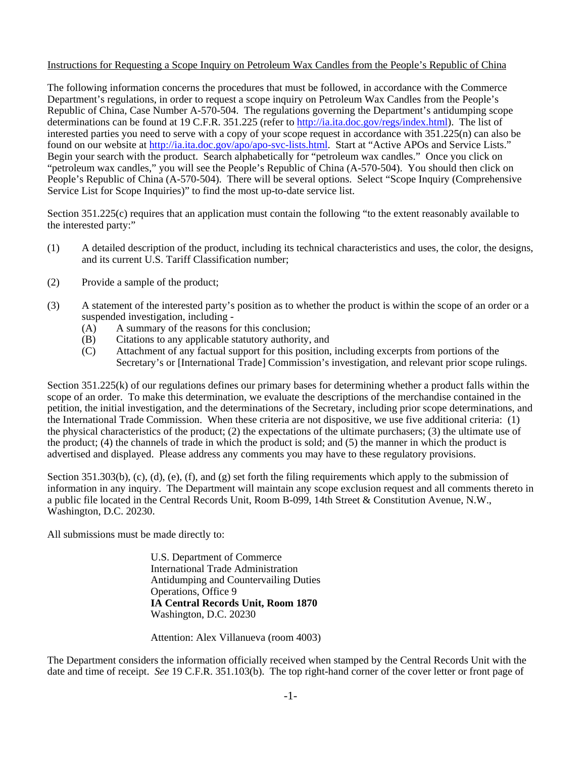Instructions for Requesting a Scope Inquiry on Petroleum Wax Candles from the People's Republic of China

The following information concerns the procedures that must be followed, in accordance with the Commerce Department's regulations, in order to request a scope inquiry on Petroleum Wax Candles from the People's Republic of China, Case Number A-570-504. The regulations governing the Department's antidumping scope determinations can be found at 19 C.F.R. 351.225 (refer to http://ia.ita.doc.gov/regs/index.html). The list of interested parties you need to serve with a copy of your scope request in accordance with 351.225(n) can also be found on our website at http://ia.ita.doc.gov/apo/apo-svc-lists.html. Start at "Active APOs and Service Lists." Begin your search with the product. Search alphabetically for "petroleum wax candles." Once you click on "petroleum wax candles," you will see the People's Republic of China (A-570-504). You should then click on People's Republic of China (A-570-504). There will be several options. Select "Scope Inquiry (Comprehensive Service List for Scope Inquiries)" to find the most up-to-date service list.

Section 351.225(c) requires that an application must contain the following "to the extent reasonably available to the interested party:"

(1) A detailed description of the product, including its technical characteristics and uses, the color, the designs, and its current U.S. Tariff Classification number;

(2) Provide a sample of the product;

(3) A statement of the interested party's position as to whether the product is within the scope of an order or a suspended investigation, including -
  (A) A summary of the reasons for this conclusion;
  (B) Citations to any applicable statutory authority, and
  (C) Attachment of any factual support for this position, including excerpts from portions of the Secretary's or [International Trade] Commission's investigation, and relevant prior scope rulings.

Section 351.225(k) of our regulations defines our primary bases for determining whether a product falls within the scope of an order. To make this determination, we evaluate the descriptions of the merchandise contained in the petition, the initial investigation, and the determinations of the Secretary, including prior scope determinations, and the International Trade Commission. When these criteria are not dispositive, we use five additional criteria: (1) the physical characteristics of the product; (2) the expectations of the ultimate purchasers; (3) the ultimate use of the product; (4) the channels of trade in which the product is sold; and (5) the manner in which the product is advertised and displayed. Please address any comments you may have to these regulatory provisions.

Section 351.303(b), (c), (d), (e), (f), and (g) set forth the filing requirements which apply to the submission of information in any inquiry. The Department will maintain any scope exclusion request and all comments thereto in a public file located in the Central Records Unit, Room B-099, 14th Street & Constitution Avenue, N.W., Washington, D.C. 20230.

All submissions must be made directly to:

U.S. Department of Commerce
International Trade Administration
Antidumping and Countervailing Duties
Operations, Office 9
**IA Central Records Unit, Room 1870**
Washington, D.C. 20230

Attention: Alex Villanueva (room 4003)

The Department considers the information officially received when stamped by the Central Records Unit with the date and time of receipt. *See* 19 C.F.R. 351.103(b). The top right-hand corner of the cover letter or front page of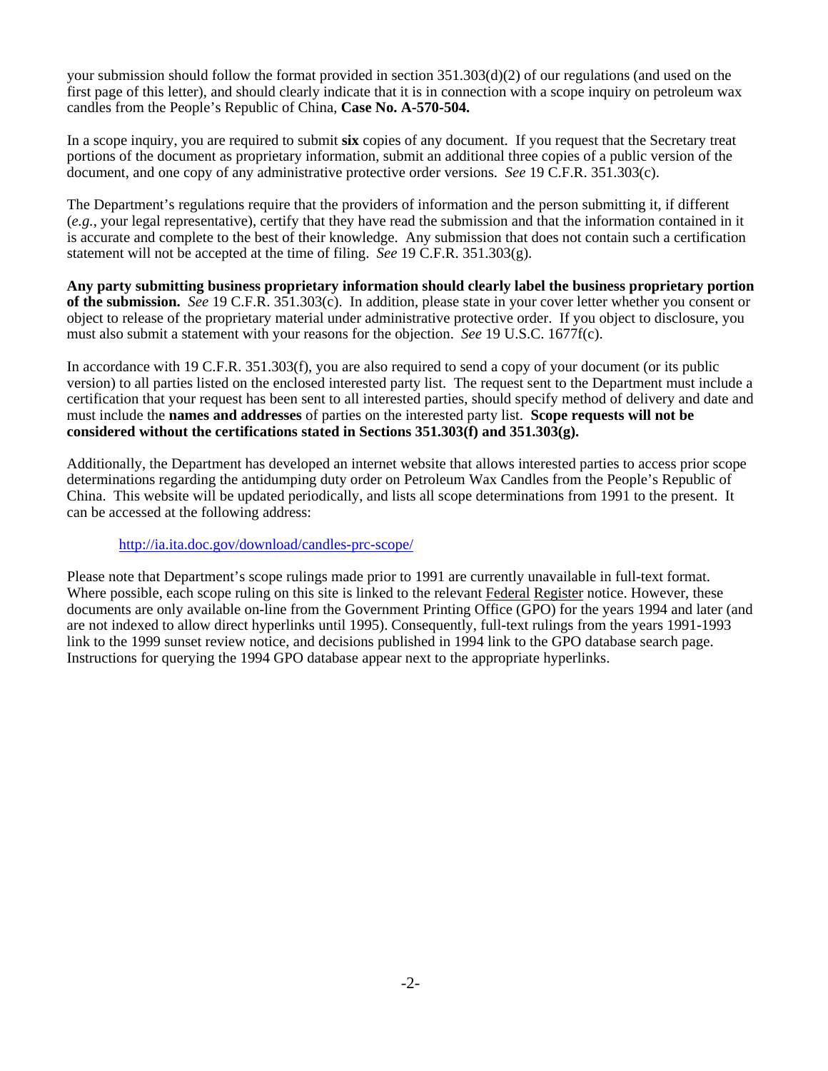your submission should follow the format provided in section 351.303(d)(2) of our regulations (and used on the first page of this letter), and should clearly indicate that it is in connection with a scope inquiry on petroleum wax candles from the People's Republic of China, **Case No. A-570-504.**

In a scope inquiry, you are required to submit **six** copies of any document. If you request that the Secretary treat portions of the document as proprietary information, submit an additional three copies of a public version of the document, and one copy of any administrative protective order versions. *See* 19 C.F.R. 351.303(c).

The Department's regulations require that the providers of information and the person submitting it, if different (*e.g.*, your legal representative), certify that they have read the submission and that the information contained in it is accurate and complete to the best of their knowledge. Any submission that does not contain such a certification statement will not be accepted at the time of filing. *See* 19 C.F.R. 351.303(g).

**Any party submitting business proprietary information should clearly label the business proprietary portion of the submission.** *See* 19 C.F.R. 351.303(c). In addition, please state in your cover letter whether you consent or object to release of the proprietary material under administrative protective order. If you object to disclosure, you must also submit a statement with your reasons for the objection. *See* 19 U.S.C. 1677f(c).

In accordance with 19 C.F.R. 351.303(f), you are also required to send a copy of your document (or its public version) to all parties listed on the enclosed interested party list. The request sent to the Department must include a certification that your request has been sent to all interested parties, should specify method of delivery and date and must include the **names and addresses** of parties on the interested party list. **Scope requests will not be considered without the certifications stated in Sections 351.303(f) and 351.303(g).**

Additionally, the Department has developed an internet website that allows interested parties to access prior scope determinations regarding the antidumping duty order on Petroleum Wax Candles from the People's Republic of China. This website will be updated periodically, and lists all scope determinations from 1991 to the present. It can be accessed at the following address:

http://ia.ita.doc.gov/download/candles-prc-scope/

Please note that Department's scope rulings made prior to 1991 are currently unavailable in full-text format. Where possible, each scope ruling on this site is linked to the relevant Federal Register notice. However, these documents are only available on-line from the Government Printing Office (GPO) for the years 1994 and later (and are not indexed to allow direct hyperlinks until 1995). Consequently, full-text rulings from the years 1991-1993 link to the 1999 sunset review notice, and decisions published in 1994 link to the GPO database search page. Instructions for querying the 1994 GPO database appear next to the appropriate hyperlinks.